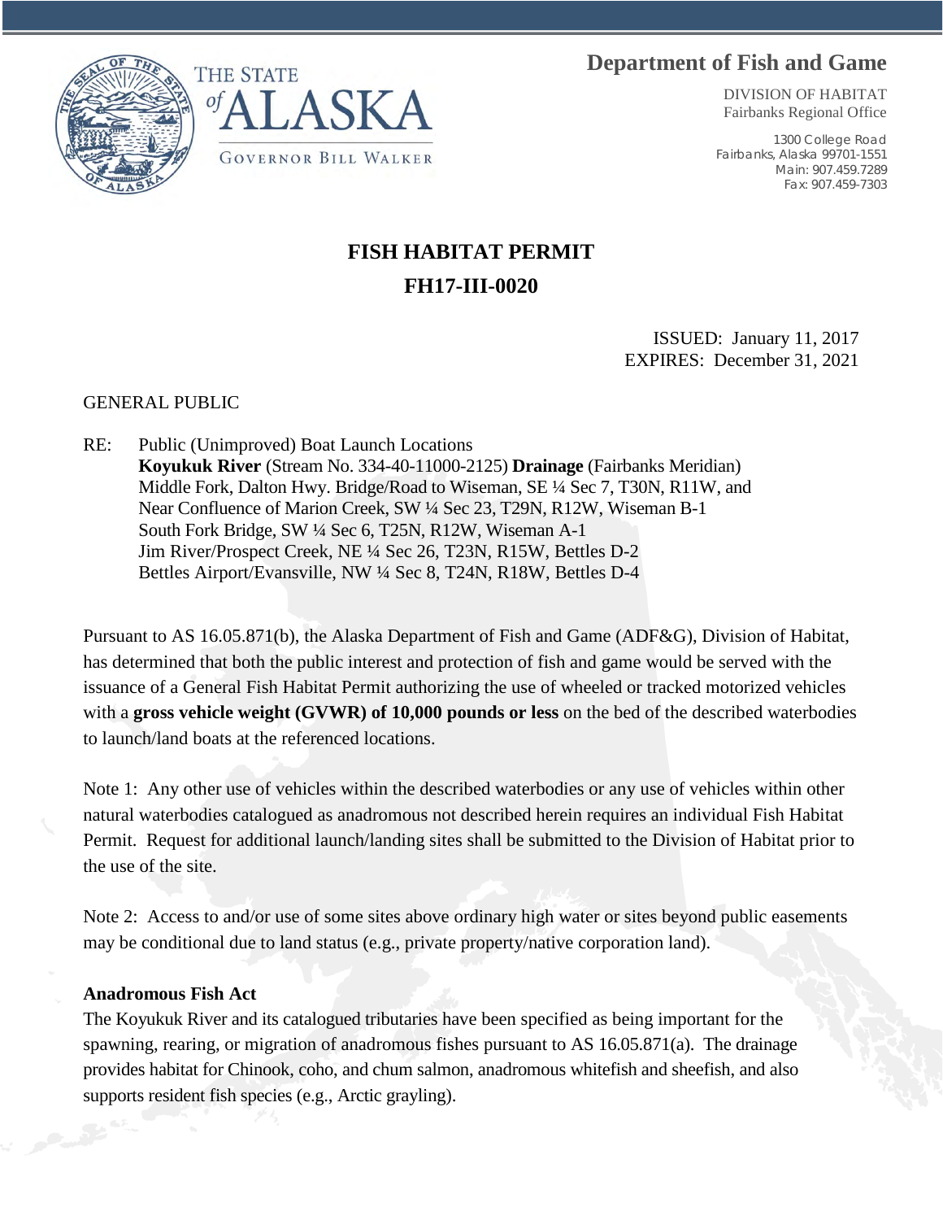THE STATE of ALASKA

GOVERNOR BILL WALKER

**Department of Fish and Game**

DIVISION OF HABITAT
Fairbanks Regional Office

1300 College Road
Fairbanks, Alaska 99701-1551
Main: 907.459.7289
Fax: 907.459-7303

# FISH HABITAT PERMIT

# FH17-III-0020

ISSUED: January 11, 2017
EXPIRES: December 31, 2021

GENERAL PUBLIC

RE: Public (Unimproved) Boat Launch Locations
**Koyukuk River** (Stream No. 334-40-11000-2125) **Drainage** (Fairbanks Meridian)
Middle Fork, Dalton Hwy. Bridge/Road to Wiseman, SE ¼ Sec 7, T30N, R11W, and
Near Confluence of Marion Creek, SW ¼ Sec 23, T29N, R12W, Wiseman B-1
South Fork Bridge, SW ¼ Sec 6, T25N, R12W, Wiseman A-1
Jim River/Prospect Creek, NE ¼ Sec 26, T23N, R15W, Bettles D-2
Bettles Airport/Evansville, NW ¼ Sec 8, T24N, R18W, Bettles D-4

Pursuant to AS 16.05.871(b), the Alaska Department of Fish and Game (ADF&G), Division of Habitat, has determined that both the public interest and protection of fish and game would be served with the issuance of a General Fish Habitat Permit authorizing the use of wheeled or tracked motorized vehicles with a **gross vehicle weight (GVWR) of 10,000 pounds or less** on the bed of the described waterbodies to launch/land boats at the referenced locations.

Note 1: Any other use of vehicles within the described waterbodies or any use of vehicles within other natural waterbodies catalogued as anadromous not described herein requires an individual Fish Habitat Permit. Request for additional launch/landing sites shall be submitted to the Division of Habitat prior to the use of the site.

Note 2: Access to and/or use of some sites above ordinary high water or sites beyond public easements may be conditional due to land status (e.g., private property/native corporation land).

**Anadromous Fish Act**

The Koyukuk River and its catalogued tributaries have been specified as being important for the spawning, rearing, or migration of anadromous fishes pursuant to AS 16.05.871(a). The drainage provides habitat for Chinook, coho, and chum salmon, anadromous whitefish and sheefish, and also supports resident fish species (e.g., Arctic grayling).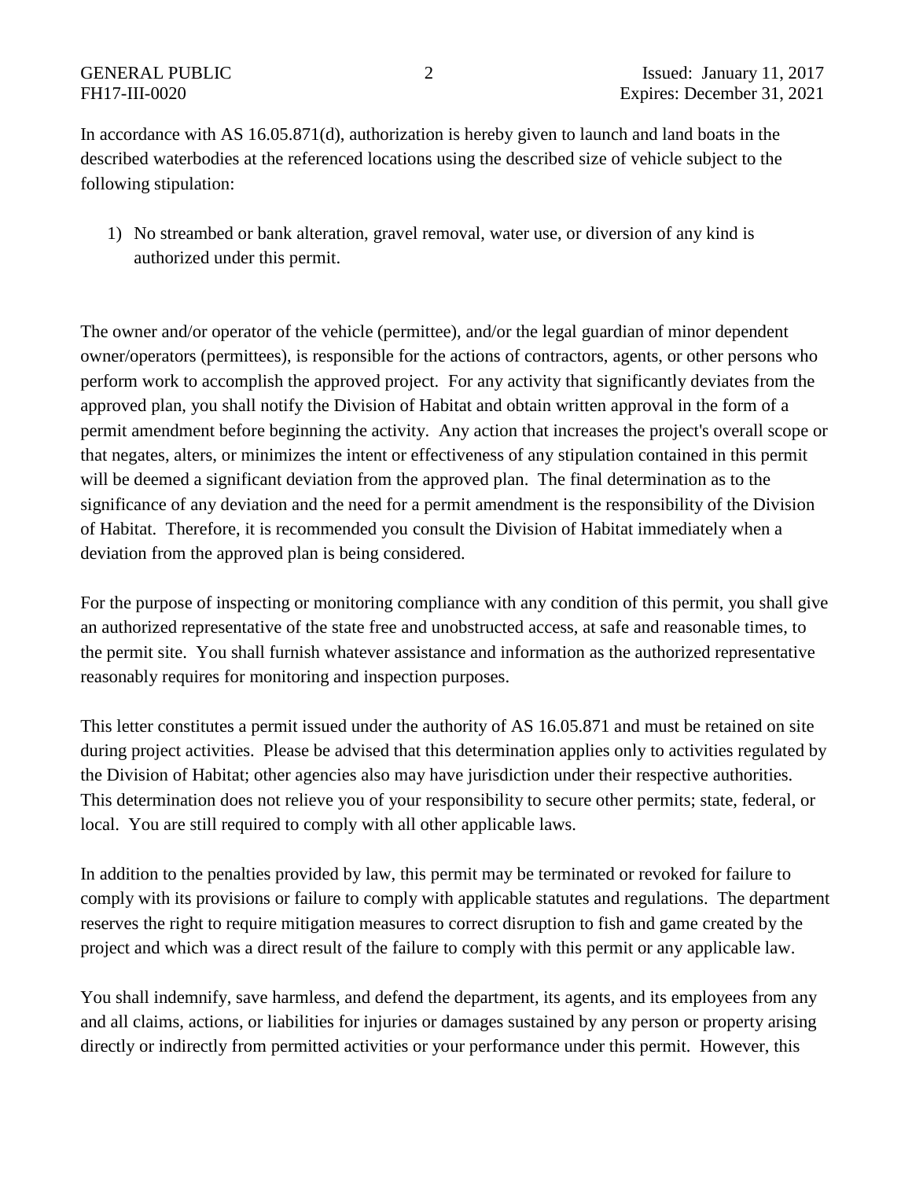In accordance with AS 16.05.871(d), authorization is hereby given to launch and land boats in the described waterbodies at the referenced locations using the described size of vehicle subject to the following stipulation:

1) No streambed or bank alteration, gravel removal, water use, or diversion of any kind is authorized under this permit.

The owner and/or operator of the vehicle (permittee), and/or the legal guardian of minor dependent owner/operators (permittees), is responsible for the actions of contractors, agents, or other persons who perform work to accomplish the approved project. For any activity that significantly deviates from the approved plan, you shall notify the Division of Habitat and obtain written approval in the form of a permit amendment before beginning the activity. Any action that increases the project's overall scope or that negates, alters, or minimizes the intent or effectiveness of any stipulation contained in this permit will be deemed a significant deviation from the approved plan. The final determination as to the significance of any deviation and the need for a permit amendment is the responsibility of the Division of Habitat. Therefore, it is recommended you consult the Division of Habitat immediately when a deviation from the approved plan is being considered.

For the purpose of inspecting or monitoring compliance with any condition of this permit, you shall give an authorized representative of the state free and unobstructed access, at safe and reasonable times, to the permit site. You shall furnish whatever assistance and information as the authorized representative reasonably requires for monitoring and inspection purposes.

This letter constitutes a permit issued under the authority of AS 16.05.871 and must be retained on site during project activities. Please be advised that this determination applies only to activities regulated by the Division of Habitat; other agencies also may have jurisdiction under their respective authorities. This determination does not relieve you of your responsibility to secure other permits; state, federal, or local. You are still required to comply with all other applicable laws.

In addition to the penalties provided by law, this permit may be terminated or revoked for failure to comply with its provisions or failure to comply with applicable statutes and regulations. The department reserves the right to require mitigation measures to correct disruption to fish and game created by the project and which was a direct result of the failure to comply with this permit or any applicable law.

You shall indemnify, save harmless, and defend the department, its agents, and its employees from any and all claims, actions, or liabilities for injuries or damages sustained by any person or property arising directly or indirectly from permitted activities or your performance under this permit. However, this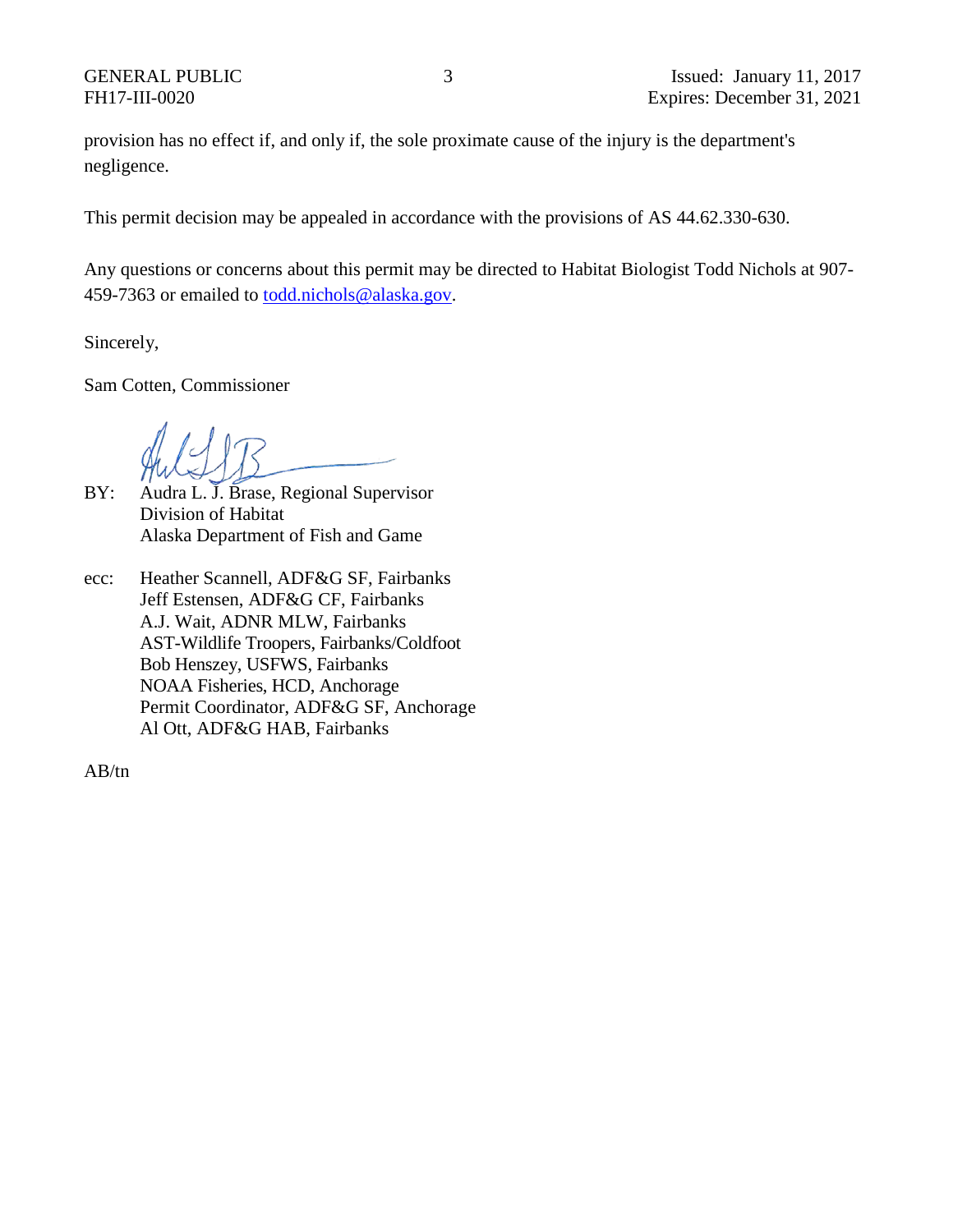provision has no effect if, and only if, the sole proximate cause of the injury is the department's negligence.

This permit decision may be appealed in accordance with the provisions of AS 44.62.330-630.

Any questions or concerns about this permit may be directed to Habitat Biologist Todd Nichols at 907-459-7363 or emailed to todd.nichols@alaska.gov.

Sincerely,

Sam Cotten, Commissioner

BY: Audra L. J. Brase, Regional Supervisor
Division of Habitat
Alaska Department of Fish and Game

ecc: Heather Scannell, ADF&G SF, Fairbanks
Jeff Estensen, ADF&G CF, Fairbanks
A.J. Wait, ADNR MLW, Fairbanks
AST-Wildlife Troopers, Fairbanks/Coldfoot
Bob Henszey, USFWS, Fairbanks
NOAA Fisheries, HCD, Anchorage
Permit Coordinator, ADF&G SF, Anchorage
Al Ott, ADF&G HAB, Fairbanks

AB/tn